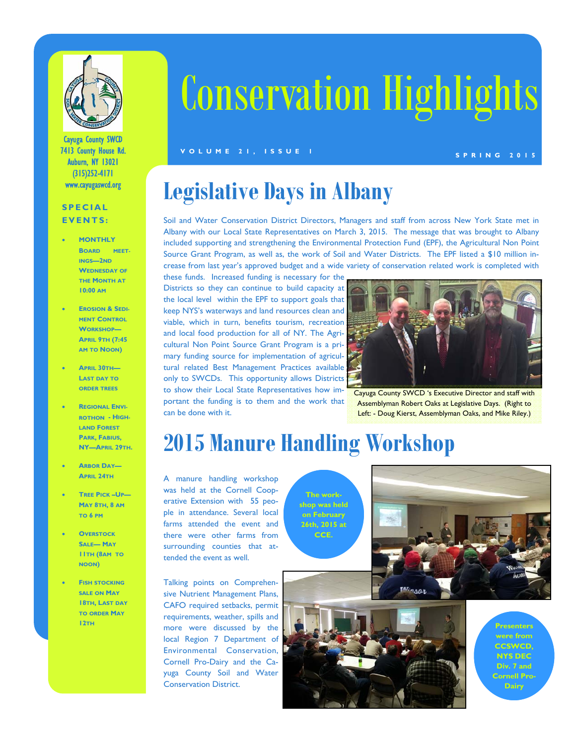# Conservation Highlights

VOLUME 21, ISSUE 1

SPRING 2015

Cayuga County SWCD
7413 County House Rd.
Auburn, NY 13021
(315)252-4171
www.cayugaswcd.org

**SPECIAL EVENTS:**

- **MONTHLY BOARD MEETINGS—2ND WEDNESDAY OF THE MONTH AT 10:00 AM**
- **EROSION & SEDIMENT CONTROL WORKSHOP—APRIL 9TH (7:45 AM TO NOON)**
- **APRIL 30TH—LAST DAY TO ORDER TREES**
- **REGIONAL ENVIROTHON - HIGHLAND FOREST PARK, FABIUS, NY—APRIL 29TH.**
- **ARBOR DAY—APRIL 24TH**
- **TREE PICK –UP—MAY 8TH, 8 AM TO 6 PM**
- **OVERSTOCK SALE— MAY 11TH (8AM TO NOON)**
- **FISH STOCKING SALE ON MAY 18TH, LAST DAY TO ORDER MAY 12TH**

## Legislative Days in Albany

Soil and Water Conservation District Directors, Managers and staff from across New York State met in Albany with our Local State Representatives on March 3, 2015. The message that was brought to Albany included supporting and strengthening the Environmental Protection Fund (EPF), the Agricultural Non Point Source Grant Program, as well as, the work of Soil and Water Districts. The EPF listed a $10 million increase from last year's approved budget and a wide variety of conservation related work is completed with these funds. Increased funding is necessary for the Districts so they can continue to build capacity at the local level within the EPF to support goals that keep NYS's waterways and land resources clean and viable, which in turn, benefits tourism, recreation and local food production for all of NY. The Agricultural Non Point Source Grant Program is a primary funding source for implementation of agricultural related Best Management Practices available only to SWCDs. This opportunity allows Districts to show their Local State Representatives how important the funding is to them and the work that can be done with it.

Cayuga County SWCD 's Executive Director and staff with Assemblyman Robert Oaks at Legislative Days. (Right to Left: - Doug Kierst, Assemblyman Oaks, and Mike Riley.)

## 2015 Manure Handling Workshop

A manure handling workshop was held at the Cornell Cooperative Extension with 55 people in attendance. Several local farms attended the event and there were other farms from surrounding counties that attended the event as well.

Talking points on Comprehensive Nutrient Management Plans, CAFO required setbacks, permit requirements, weather, spills and more were discussed by the local Region 7 Department of Environmental Conservation, Cornell Pro-Dairy and the Cayuga County Soil and Water Conservation District.

**The workshop was held on February 26th, 2015 at CCE.**

**Presenters were from CCSWCD, NYS DEC Div. 7 and Cornell Pro-Dairy**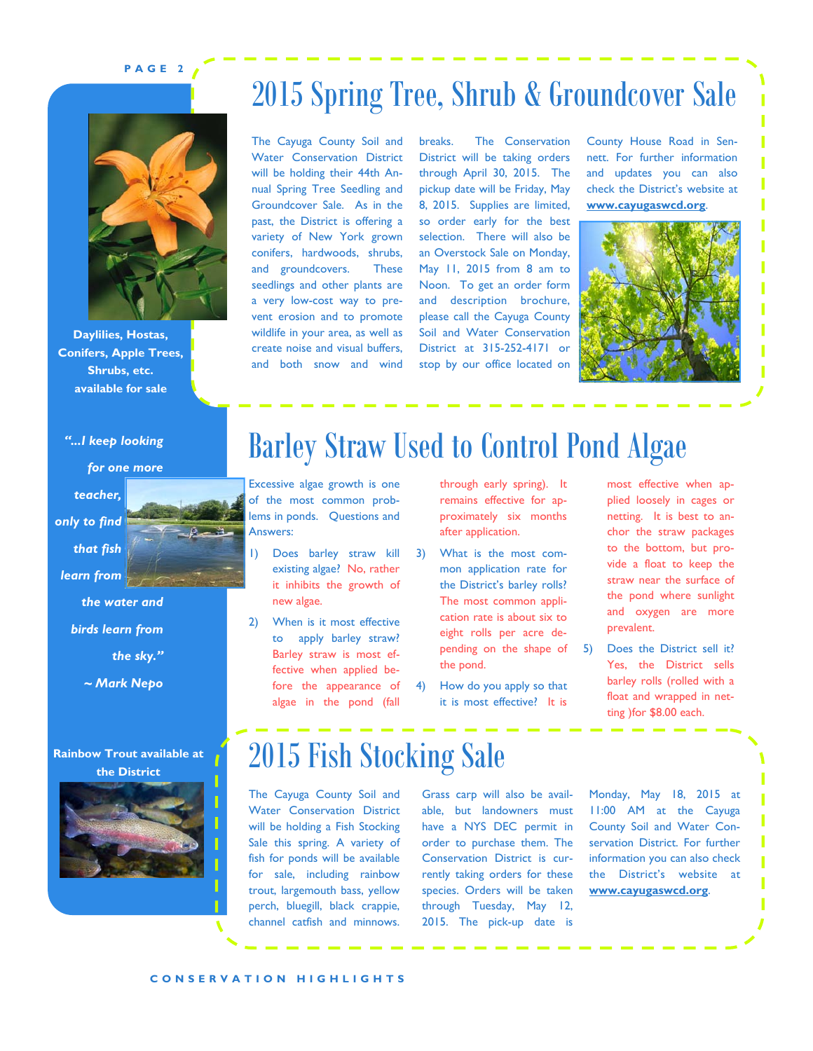# 2015 Spring Tree, Shrub & Groundcover Sale

The Cayuga County Soil and Water Conservation District will be holding their 44th Annual Spring Tree Seedling and Groundcover Sale. As in the past, the District is offering a variety of New York grown conifers, hardwoods, shrubs, and groundcovers. These seedlings and other plants are a very low-cost way to prevent erosion and to promote wildlife in your area, as well as create noise and visual buffers, and both snow and wind breaks. The Conservation District will be taking orders through April 30, 2015. The pickup date will be Friday, May 8, 2015. Supplies are limited, so order early for the best selection. There will also be an Overstock Sale on Monday, May 11, 2015 from 8 am to Noon. To get an order form and description brochure, please call the Cayuga County Soil and Water Conservation District at 315-252-4171 or stop by our office located on County House Road in Sennett. For further information and updates you can also check the District's website at **www.cayugaswcd.org**.

**Daylilies, Hostas, Conifers, Apple Trees, Shrubs, etc. available for sale**

*"...I keep looking for one more teacher, only to find that fish learn from the water and birds learn from the sky."*

*~ Mark Nepo*

# Barley Straw Used to Control Pond Algae

Excessive algae growth is one of the most common problems in ponds. Questions and Answers:

1) Does barley straw kill existing algae? No, rather it inhibits the growth of new algae.
2) When is it most effective to apply barley straw? Barley straw is most effective when applied before the appearance of algae in the pond (fall through early spring). It remains effective for approximately six months after application.
3) What is the most common application rate for the District's barley rolls? The most common application rate is about six to eight rolls per acre depending on the shape of the pond.
4) How do you apply so that it is most effective? It is most effective when applied loosely in cages or netting. It is best to anchor the straw packages to the bottom, but provide a float to keep the straw near the surface of the pond where sunlight and oxygen are more prevalent.
5) Does the District sell it? Yes, the District sells barley rolls (rolled with a float and wrapped in netting )for $8.00 each.

**Rainbow Trout available at the District**

# 2015 Fish Stocking Sale

The Cayuga County Soil and Water Conservation District will be holding a Fish Stocking Sale this spring. A variety of fish for ponds will be available for sale, including rainbow trout, largemouth bass, yellow perch, bluegill, black crappie, channel catfish and minnows. Grass carp will also be available, but landowners must have a NYS DEC permit in order to purchase them. The Conservation District is currently taking orders for these species. Orders will be taken through Tuesday, May 12, 2015. The pick-up date is Monday, May 18, 2015 at 11:00 AM at the Cayuga County Soil and Water Conservation District. For further information you can also check the District's website at **www.cayugaswcd.org**.